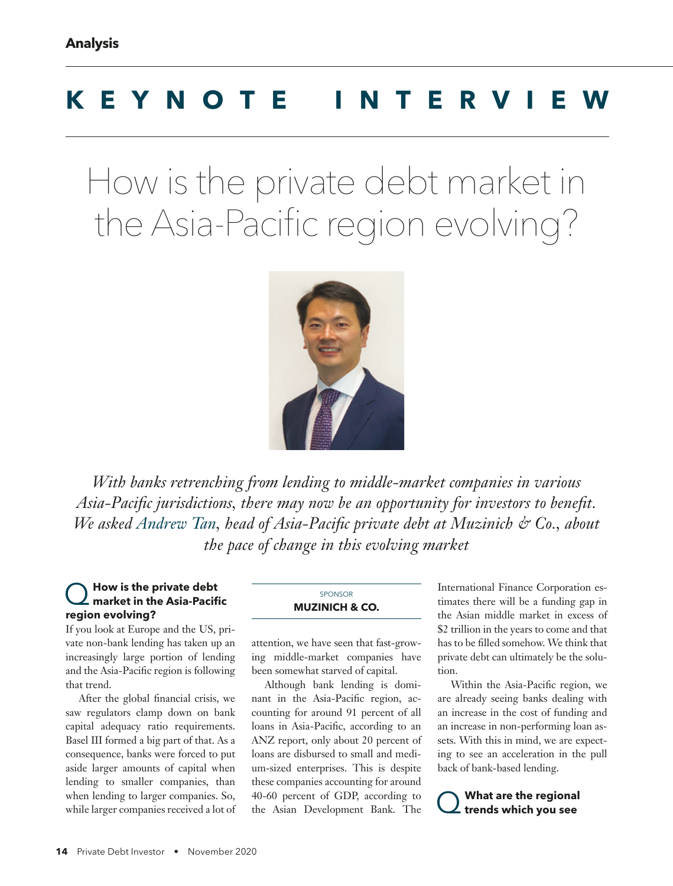**Analysis**

# KEYNOTE INTERVIEW

## How is the private debt market in the Asia-Pacific region evolving?

*With banks retrenching from lending to middle-market companies in various Asia-Pacific jurisdictions, there may now be an opportunity for investors to benefit. We asked Andrew Tan, head of Asia-Pacific private debt at Muzinich & Co., about the pace of change in this evolving market*

SPONSOR
**MUZINICH & CO.**

### Q How is the private debt market in the Asia-Pacific region evolving?

If you look at Europe and the US, private non-bank lending has taken up an increasingly large portion of lending and the Asia-Pacific region is following that trend.

After the global financial crisis, we saw regulators clamp down on bank capital adequacy ratio requirements. Basel III formed a big part of that. As a consequence, banks were forced to put aside larger amounts of capital when lending to smaller companies, than when lending to larger companies. So, while larger companies received a lot of attention, we have seen that fast-growing middle-market companies have been somewhat starved of capital.

Although bank lending is dominant in the Asia-Pacific region, accounting for around 91 percent of all loans in Asia-Pacific, according to an ANZ report, only about 20 percent of loans are disbursed to small and medium-sized enterprises. This is despite these companies accounting for around 40-60 percent of GDP, according to the Asian Development Bank. The International Finance Corporation estimates there will be a funding gap in the Asian middle market in excess of $2 trillion in the years to come and that has to be filled somehow. We think that private debt can ultimately be the solution.

Within the Asia-Pacific region, we are already seeing banks dealing with an increase in the cost of funding and an increase in non-performing loan assets. With this in mind, we are expecting to see an acceleration in the pull back of bank-based lending.

### Q What are the regional trends which you see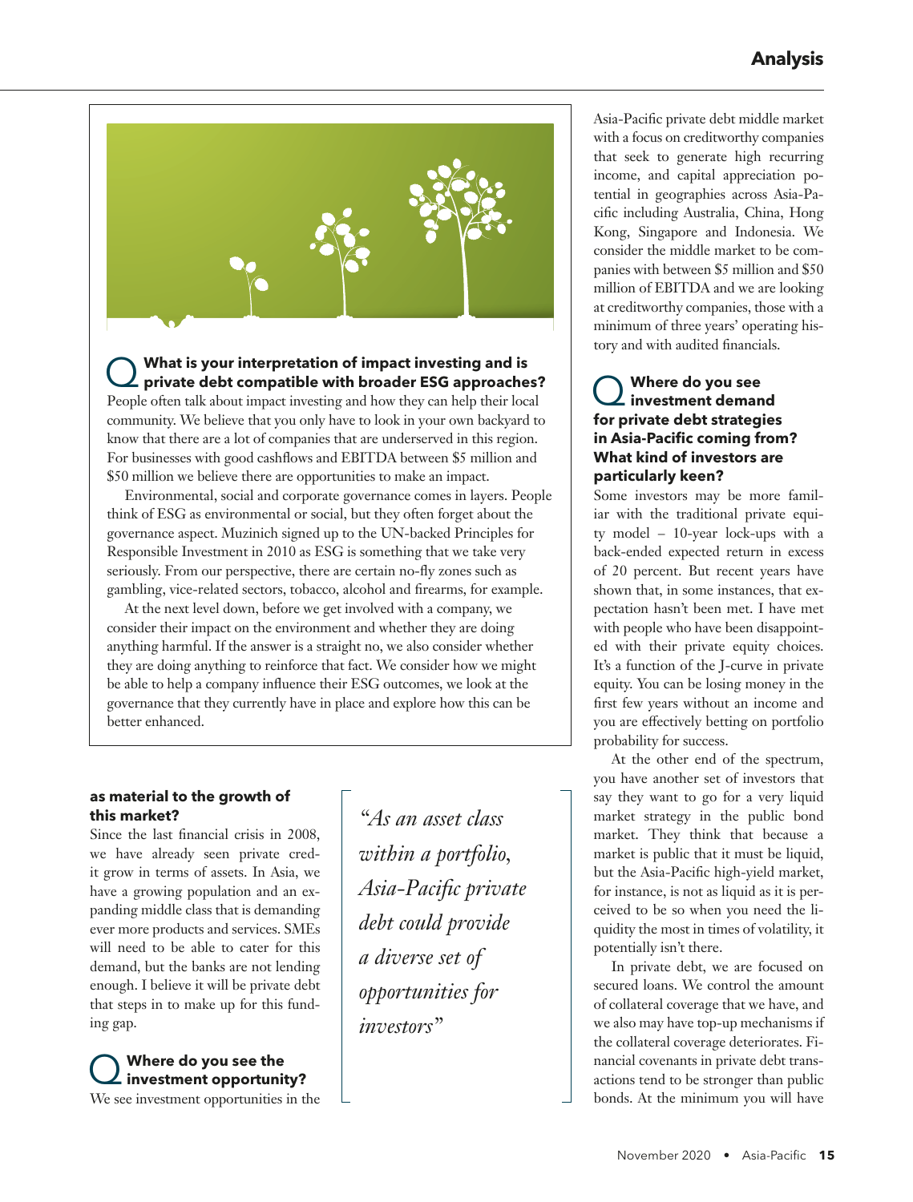## What is your interpretation of impact investing and is private debt compatible with broader ESG approaches?

People often talk about impact investing and how they can help their local community. We believe that you only have to look in your own backyard to know that there are a lot of companies that are underserved in this region. For businesses with good cashflows and EBITDA between $5 million and $50 million we believe there are opportunities to make an impact.

Environmental, social and corporate governance comes in layers. People think of ESG as environmental or social, but they often forget about the governance aspect. Muzinich signed up to the UN-backed Principles for Responsible Investment in 2010 as ESG is something that we take very seriously. From our perspective, there are certain no-fly zones such as gambling, vice-related sectors, tobacco, alcohol and firearms, for example.

At the next level down, before we get involved with a company, we consider their impact on the environment and whether they are doing anything harmful. If the answer is a straight no, we also consider whether they are doing anything to reinforce that fact. We consider how we might be able to help a company influence their ESG outcomes, we look at the governance that they currently have in place and explore how this can be better enhanced.

**as material to the growth of this market?**

Since the last financial crisis in 2008, we have already seen private credit grow in terms of assets. In Asia, we have a growing population and an expanding middle class that is demanding ever more products and services. SMEs will need to be able to cater for this demand, but the banks are not lending enough. I believe it will be private debt that steps in to make up for this funding gap.

> *"As an asset class within a portfolio, Asia-Pacific private debt could provide a diverse set of opportunities for investors"*

## Where do you see the investment opportunity?

We see investment opportunities in the Asia-Pacific private debt middle market with a focus on creditworthy companies that seek to generate high recurring income, and capital appreciation potential in geographies across Asia-Pacific including Australia, China, Hong Kong, Singapore and Indonesia. We consider the middle market to be companies with between $5 million and $50 million of EBITDA and we are looking at creditworthy companies, those with a minimum of three years' operating history and with audited financials.

## Where do you see investment demand for private debt strategies in Asia-Pacific coming from? What kind of investors are particularly keen?

Some investors may be more familiar with the traditional private equity model – 10-year lock-ups with a back-ended expected return in excess of 20 percent. But recent years have shown that, in some instances, that expectation hasn't been met. I have met with people who have been disappointed with their private equity choices. It's a function of the J-curve in private equity. You can be losing money in the first few years without an income and you are effectively betting on portfolio probability for success.

At the other end of the spectrum, you have another set of investors that say they want to go for a very liquid market strategy in the public bond market. They think that because a market is public that it must be liquid, but the Asia-Pacific high-yield market, for instance, is not as liquid as it is perceived to be so when you need the liquidity the most in times of volatility, it potentially isn't there.

In private debt, we are focused on secured loans. We control the amount of collateral coverage that we have, and we also may have top-up mechanisms if the collateral coverage deteriorates. Financial covenants in private debt transactions tend to be stronger than public bonds. At the minimum you will have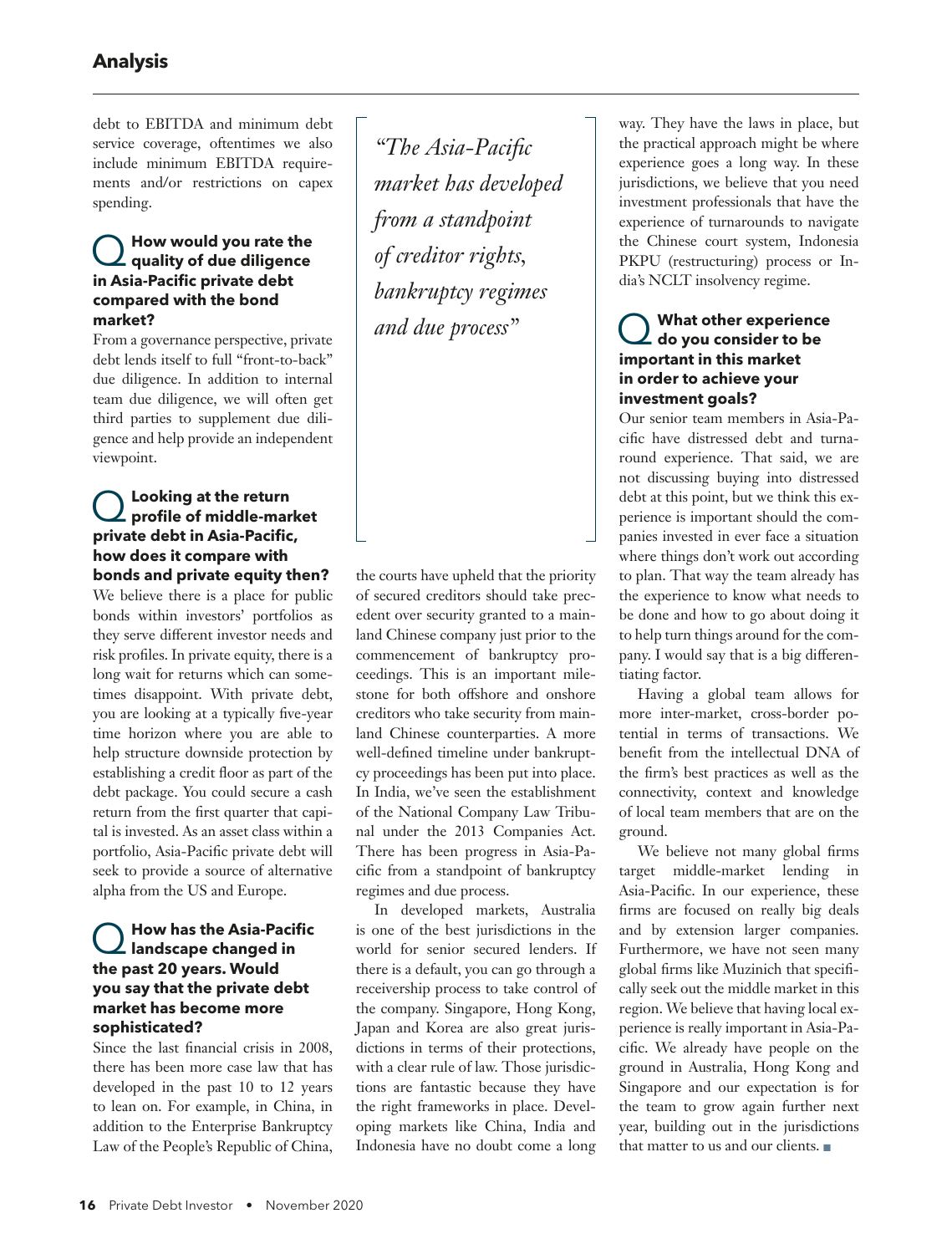debt to EBITDA and minimum debt service coverage, oftentimes we also include minimum EBITDA requirements and/or restrictions on capex spending.

### Q How would you rate the quality of due diligence in Asia-Pacific private debt compared with the bond market?

From a governance perspective, private debt lends itself to full "front-to-back" due diligence. In addition to internal team due diligence, we will often get third parties to supplement due diligence and help provide an independent viewpoint.

### Q Looking at the return profile of middle-market private debt in Asia-Pacific, how does it compare with bonds and private equity then?

We believe there is a place for public bonds within investors' portfolios as they serve different investor needs and risk profiles. In private equity, there is a long wait for returns which can sometimes disappoint. With private debt, you are looking at a typically five-year time horizon where you are able to help structure downside protection by establishing a credit floor as part of the debt package. You could secure a cash return from the first quarter that capital is invested. As an asset class within a portfolio, Asia-Pacific private debt will seek to provide a source of alternative alpha from the US and Europe.

### Q How has the Asia-Pacific landscape changed in the past 20 years. Would you say that the private debt market has become more sophisticated?

Since the last financial crisis in 2008, there has been more case law that has developed in the past 10 to 12 years to lean on. For example, in China, in addition to the Enterprise Bankruptcy Law of the People's Republic of China, the courts have upheld that the priority of secured creditors should take precedent over security granted to a mainland Chinese company just prior to the commencement of bankruptcy proceedings. This is an important milestone for both offshore and onshore creditors who take security from mainland Chinese counterparties. A more well-defined timeline under bankruptcy proceedings has been put into place. In India, we've seen the establishment of the National Company Law Tribunal under the 2013 Companies Act. There has been progress in Asia-Pacific from a standpoint of bankruptcy regimes and due process.

> *"The Asia-Pacific market has developed from a standpoint of creditor rights, bankruptcy regimes and due process"*

In developed markets, Australia is one of the best jurisdictions in the world for senior secured lenders. If there is a default, you can go through a receivership process to take control of the company. Singapore, Hong Kong, Japan and Korea are also great jurisdictions in terms of their protections, with a clear rule of law. Those jurisdictions are fantastic because they have the right frameworks in place. Developing markets like China, India and Indonesia have no doubt come a long way. They have the laws in place, but the practical approach might be where experience goes a long way. In these jurisdictions, we believe that you need investment professionals that have the experience of turnarounds to navigate the Chinese court system, Indonesia PKPU (restructuring) process or India's NCLT insolvency regime.

### Q What other experience do you consider to be important in this market in order to achieve your investment goals?

Our senior team members in Asia-Pacific have distressed debt and turnaround experience. That said, we are not discussing buying into distressed debt at this point, but we think this experience is important should the companies invested in ever face a situation where things don't work out according to plan. That way the team already has the experience to know what needs to be done and how to go about doing it to help turn things around for the company. I would say that is a big differentiating factor.

Having a global team allows for more inter-market, cross-border potential in terms of transactions. We benefit from the intellectual DNA of the firm's best practices as well as the connectivity, context and knowledge of local team members that are on the ground.

We believe not many global firms target middle-market lending in Asia-Pacific. In our experience, these firms are focused on really big deals and by extension larger companies. Furthermore, we have not seen many global firms like Muzinich that specifically seek out the middle market in this region. We believe that having local experience is really important in Asia-Pacific. We already have people on the ground in Australia, Hong Kong and Singapore and our expectation is for the team to grow again further next year, building out in the jurisdictions that matter to us and our clients. ■